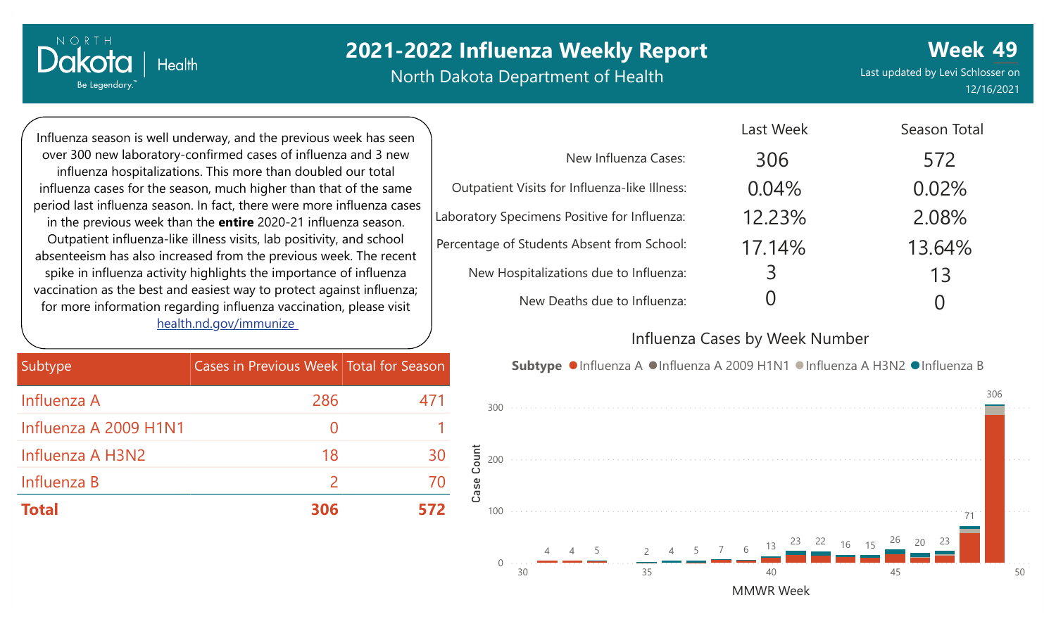# 2021-2022 Influenza Weekly Report

North Dakota Department of Health

**Week 49**

Last updated by Levi Schlosser on 12/16/2021

Influenza season is well underway, and the previous week has seen over 300 new laboratory-confirmed cases of influenza and 3 new influenza hospitalizations. This more than doubled our total influenza cases for the season, much higher than that of the same period last influenza season. In fact, there were more influenza cases in the previous week than the **entire** 2020-21 influenza season. Outpatient influenza-like illness visits, lab positivity, and school absenteeism has also increased from the previous week. The recent spike in influenza activity highlights the importance of influenza vaccination as the best and easiest way to protect against influenza; for more information regarding influenza vaccination, please visit health.nd.gov/immunize

| | Last Week | Season Total |
|---|---|---|
| New Influenza Cases: | 306 | 572 |
| Outpatient Visits for Influenza-like Illness: | 0.04% | 0.02% |
| Laboratory Specimens Positive for Influenza: | 12.23% | 2.08% |
| Percentage of Students Absent from School: | 17.14% | 13.64% |
| New Hospitalizations due to Influenza: | 3 | 13 |
| New Deaths due to Influenza: | 0 | 0 |

| Subtype | Cases in Previous Week | Total for Season |
|---|---|---|
| Influenza A | 286 | 471 |
| Influenza A 2009 H1N1 | 0 | 1 |
| Influenza A H3N2 | 18 | 30 |
| Influenza B | 2 | 70 |
| **Total** | **306** | **572** |

## Influenza Cases by Week Number

Subtype: Influenza A, Influenza A 2009 H1N1, Influenza A H3N2, Influenza B

| MMWR Week | 31 | 32 | 33 | 35 | 36 | 37 | 38 | 39 | 40 | 41 | 42 | 43 | 44 | 45 | 46 | 47 | 48 | 49 |
|---|---|---|---|---|---|---|---|---|---|---|---|---|---|---|---|---|---|---|
| Case Count | 4 | 4 | 5 | 2 | 4 | 5 | 7 | 6 | 13 | 23 | 22 | 16 | 15 | 26 | 20 | 23 | 71 | 306 |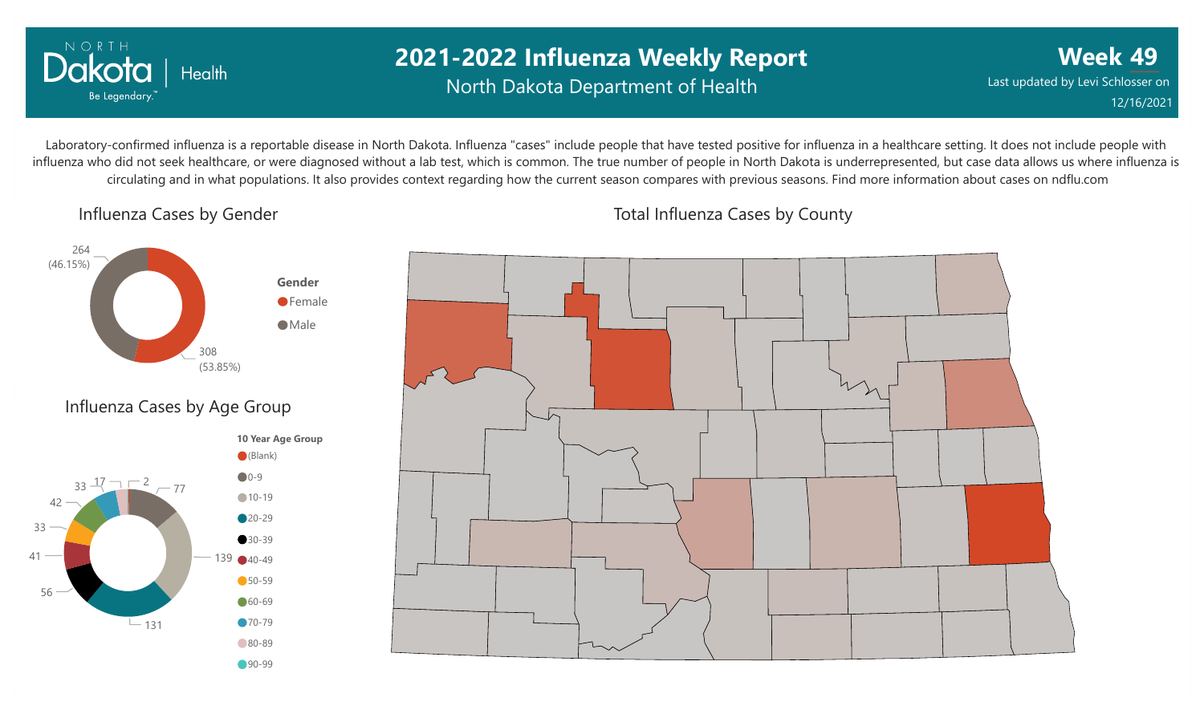# 2021-2022 Influenza Weekly Report

North Dakota Department of Health

**Week 49**

Last updated by Levi Schlosser on 12/16/2021

Laboratory-confirmed influenza is a reportable disease in North Dakota. Influenza "cases" include people that have tested positive for influenza in a healthcare setting. It does not include people with influenza who did not seek healthcare, or were diagnosed without a lab test, which is common. The true number of people in North Dakota is underrepresented, but case data allows us where influenza is circulating and in what populations. It also provides context regarding how the current season compares with previous seasons. Find more information about cases on ndflu.com

## Influenza Cases by Gender

| Gender | Cases | Percent |
| --- | --- | --- |
| Female | 308 | 53.85% |
| Male | 264 | 46.15% |

## Influenza Cases by Age Group

| 10 Year Age Group | Cases |
| --- | --- |
| (Blank) | 2 |
| 0-9 | 77 |
| 10-19 | 139 |
| 20-29 | 131 |
| 30-39 | 56 |
| 40-49 | 41 |
| 50-59 | 33 |
| 60-69 | 42 |
| 70-79 | 33 |
| 80-89 | 17 |
| 90-99 | |

## Total Influenza Cases by County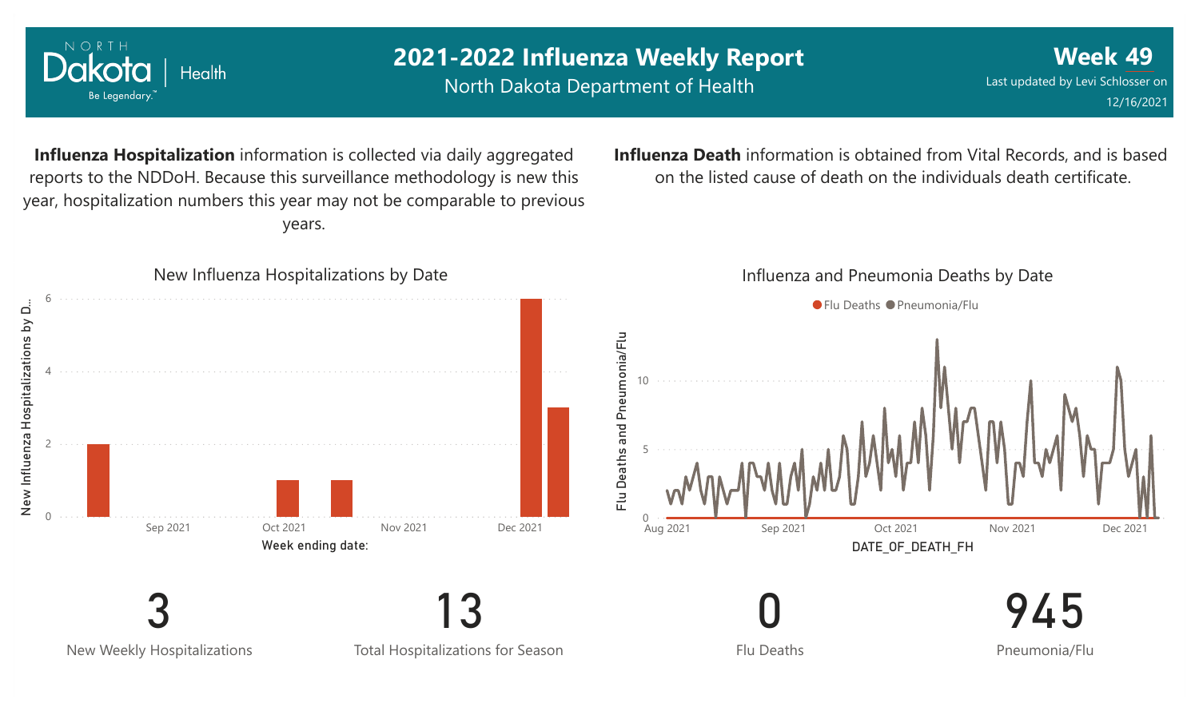# 2021-2022 Influenza Weekly Report

North Dakota Department of Health

**Week 49**

Last updated by Levi Schlosser on 12/16/2021

**Influenza Hospitalization** information is collected via daily aggregated reports to the NDDoH. Because this surveillance methodology is new this year, hospitalization numbers this year may not be comparable to previous years.

**Influenza Death** information is obtained from Vital Records, and is based on the listed cause of death on the individuals death certificate.

New Influenza Hospitalizations by Date

Influenza and Pneumonia Deaths by Date

| 3 | 13 | 0 | 945 |
|---|---|---|---|
| New Weekly Hospitalizations | Total Hospitalizations for Season | Flu Deaths | Pneumonia/Flu |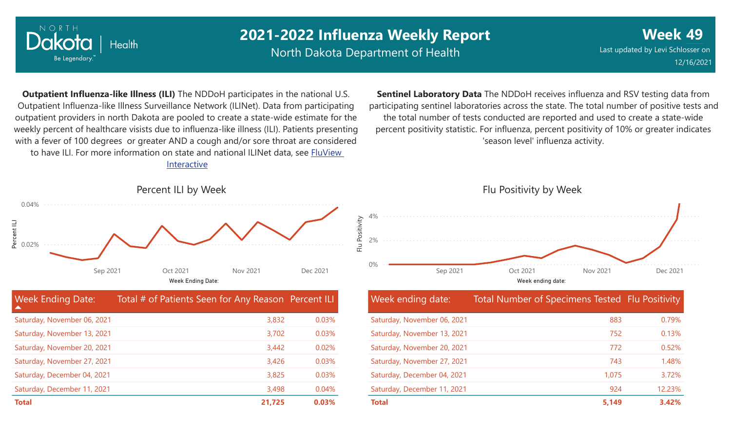# 2021-2022 Influenza Weekly Report

North Dakota Department of Health

**Week 49**

Last updated by Levi Schlosser on 12/16/2021

**Outpatient Influenza-like Illness (ILI)** The NDDoH participates in the national U.S. Outpatient Influenza-like Illness Surveillance Network (ILINet). Data from participating outpatient providers in north Dakota are pooled to create a state-wide estimate for the weekly percent of healthcare visists due to influenza-like illness (ILI). Patients presenting with a fever of 100 degrees or greater AND a cough and/or sore throat are considered to have ILI. For more information on state and national ILINet data, see FluView Interactive

**Sentinel Laboratory Data** The NDDoH receives influenza and RSV testing data from participating sentinel laboratories across the state. The total number of positive tests and the total number of tests conducted are reported and used to create a state-wide percent positivity statistic. For influenza, percent positivity of 10% or greater indicates 'season level' influenza activity.

## Percent ILI by Week

| Week Ending Date: | Total # of Patients Seen for Any Reason | Percent ILI |
|---|---|---|
| Saturday, November 06, 2021 | 3,832 | 0.03% |
| Saturday, November 13, 2021 | 3,702 | 0.03% |
| Saturday, November 20, 2021 | 3,442 | 0.02% |
| Saturday, November 27, 2021 | 3,426 | 0.03% |
| Saturday, December 04, 2021 | 3,825 | 0.03% |
| Saturday, December 11, 2021 | 3,498 | 0.04% |
| **Total** | **21,725** | **0.03%** |

## Flu Positivity by Week

| Week ending date: | Total Number of Specimens Tested | Flu Positivity |
|---|---|---|
| Saturday, November 06, 2021 | 883 | 0.79% |
| Saturday, November 13, 2021 | 752 | 0.13% |
| Saturday, November 20, 2021 | 772 | 0.52% |
| Saturday, November 27, 2021 | 743 | 1.48% |
| Saturday, December 04, 2021 | 1,075 | 3.72% |
| Saturday, December 11, 2021 | 924 | 12.23% |
| **Total** | **5,149** | **3.42%** |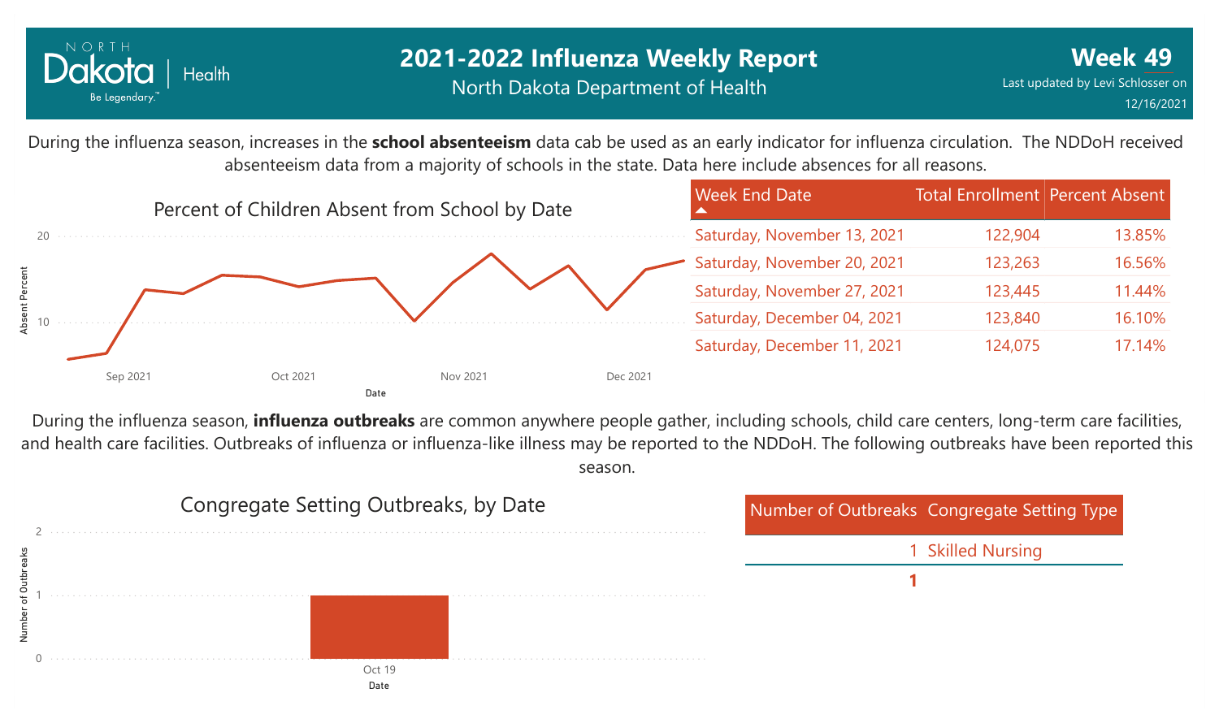# 2021-2022 Influenza Weekly Report

North Dakota Department of Health

**Week 49**

Last updated by Levi Schlosser on 12/16/2021

During the influenza season, increases in the **school absenteeism** data cab be used as an early indicator for influenza circulation. The NDDoH received absenteeism data from a majority of schools in the state. Data here include absences for all reasons.

## Percent of Children Absent from School by Date

| Week End Date | Total Enrollment | Percent Absent |
|---|---|---|
| Saturday, November 13, 2021 | 122,904 | 13.85% |
| Saturday, November 20, 2021 | 123,263 | 16.56% |
| Saturday, November 27, 2021 | 123,445 | 11.44% |
| Saturday, December 04, 2021 | 123,840 | 16.10% |
| Saturday, December 11, 2021 | 124,075 | 17.14% |

During the influenza season, **influenza outbreaks** are common anywhere people gather, including schools, child care centers, long-term care facilities, and health care facilities. Outbreaks of influenza or influenza-like illness may be reported to the NDDoH. The following outbreaks have been reported this season.

## Congregate Setting Outbreaks, by Date

| Number of Outbreaks | Congregate Setting Type |
|---|---|
| 1 | Skilled Nursing |
| **1** | |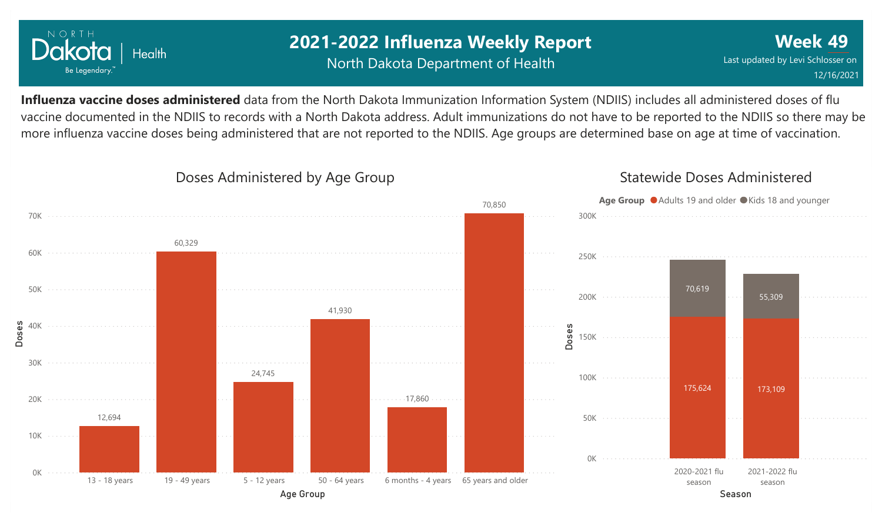# 2021-2022 Influenza Weekly Report

North Dakota Department of Health

**Week 49**

Last updated by Levi Schlosser on 12/16/2021

**Influenza vaccine doses administered** data from the North Dakota Immunization Information System (NDIIS) includes all administered doses of flu vaccine documented in the NDIIS to records with a North Dakota address. Adult immunizations do not have to be reported to the NDIIS so there may be more influenza vaccine doses being administered that are not reported to the NDIIS. Age groups are determined base on age at time of vaccination.

## Doses Administered by Age Group

| Age Group | Doses |
|---|---|
| 13 - 18 years | 12,694 |
| 19 - 49 years | 60,329 |
| 5 - 12 years | 24,745 |
| 50 - 64 years | 41,930 |
| 6 months - 4 years | 17,860 |
| 65 years and older | 70,850 |

## Statewide Doses Administered

| Season | Adults 19 and older | Kids 18 and younger |
|---|---|---|
| 2020-2021 flu season | 175,624 | 70,619 |
| 2021-2022 flu season | 173,109 | 55,309 |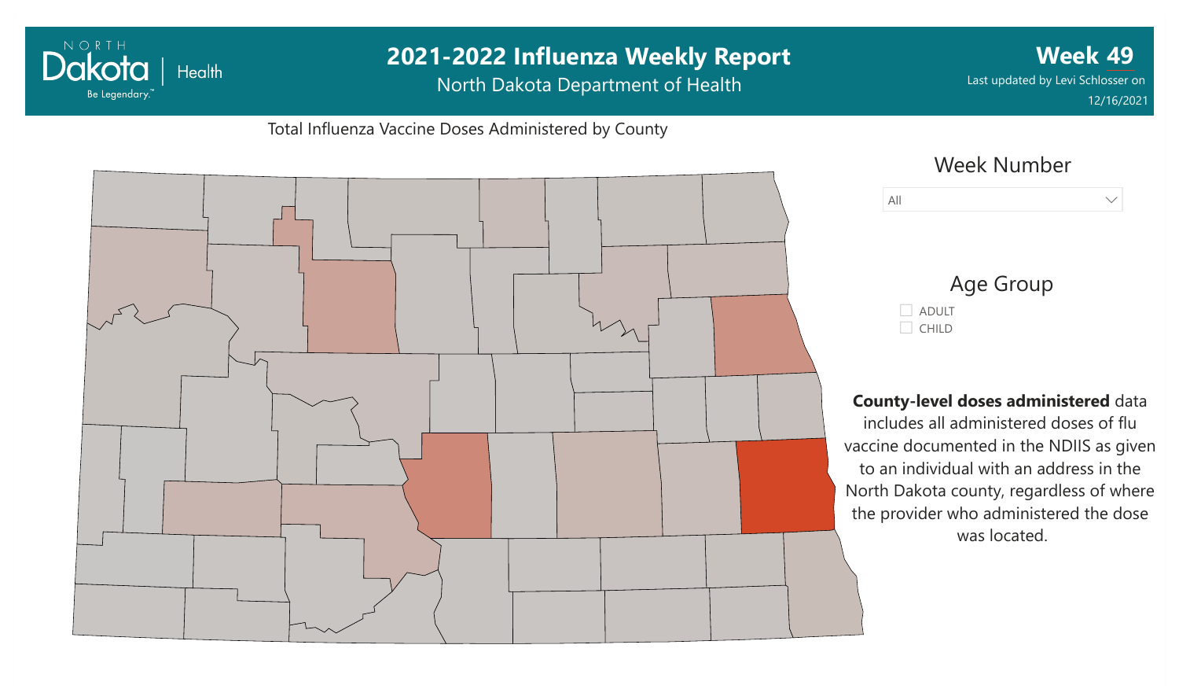# 2021-2022 Influenza Weekly Report

North Dakota Department of Health

**Week 49**

Last updated by Levi Schlosser on 12/16/2021

Total Influenza Vaccine Doses Administered by County

Week Number

All

Age Group

- ADULT
- CHILD

**County-level doses administered** data includes all administered doses of flu vaccine documented in the NDIIS as given to an individual with an address in the North Dakota county, regardless of where the provider who administered the dose was located.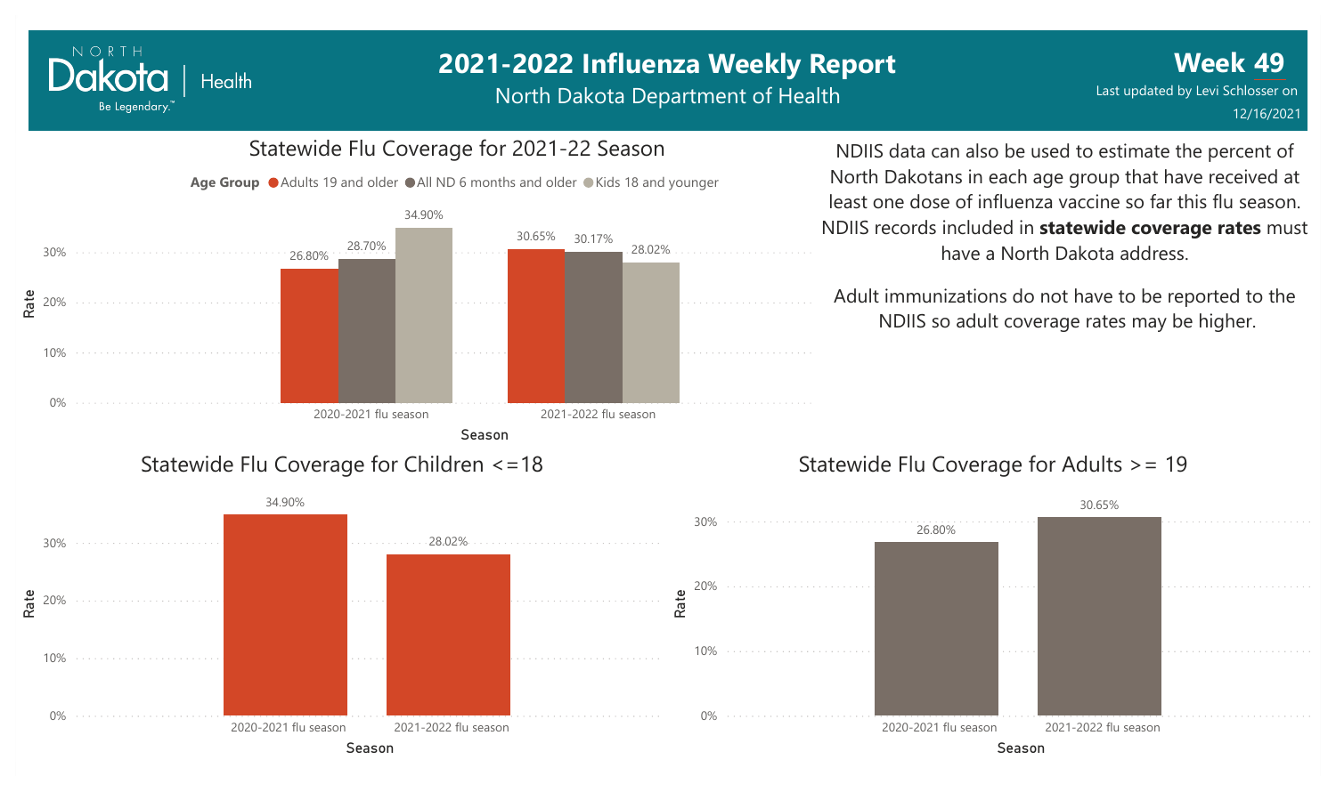# 2021-2022 Influenza Weekly Report

North Dakota Department of Health

**Week 49**

Last updated by Levi Schlosser on 12/16/2021

## Statewide Flu Coverage for 2021-22 Season

| Season | Adults 19 and older | All ND 6 months and older | Kids 18 and younger |
| --- | --- | --- | --- |
| 2020-2021 flu season | 26.80% | 28.70% | 34.90% |
| 2021-2022 flu season | 30.65% | 30.17% | 28.02% |

NDIIS data can also be used to estimate the percent of North Dakotans in each age group that have received at least one dose of influenza vaccine so far this flu season. NDIIS records included in **statewide coverage rates** must have a North Dakota address.

Adult immunizations do not have to be reported to the NDIIS so adult coverage rates may be higher.

## Statewide Flu Coverage for Children <=18

| Season | Rate |
| --- | --- |
| 2020-2021 flu season | 34.90% |
| 2021-2022 flu season | 28.02% |

## Statewide Flu Coverage for Adults >= 19

| Season | Rate |
| --- | --- |
| 2020-2021 flu season | 26.80% |
| 2021-2022 flu season | 30.65% |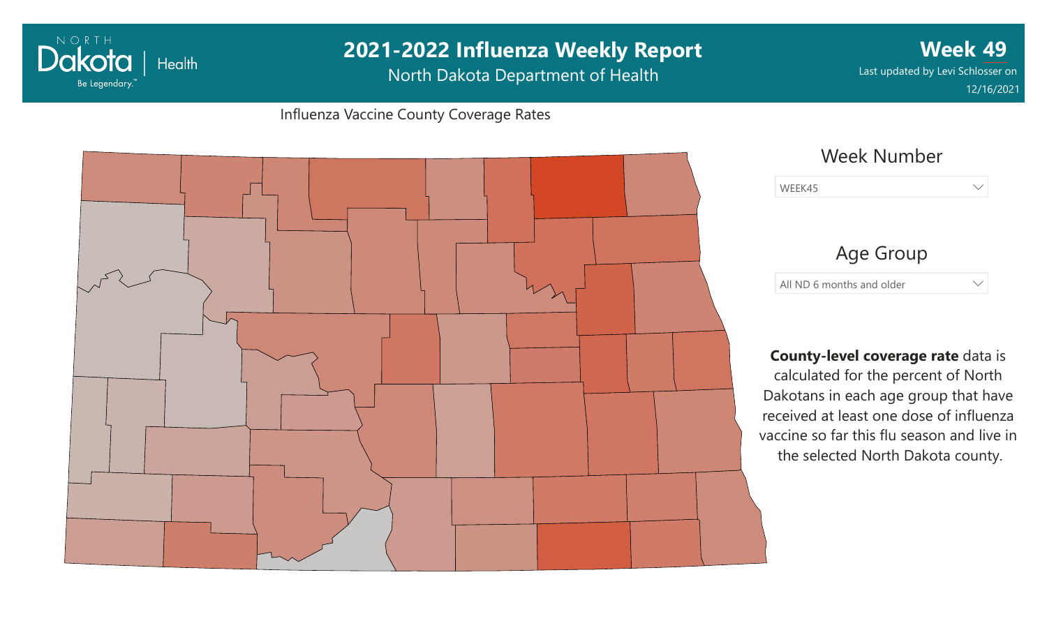# 2021-2022 Influenza Weekly Report

North Dakota Department of Health

**Week 49**

Last updated by Levi Schlosser on 12/16/2021

Influenza Vaccine County Coverage Rates

Week Number

WEEK45

Age Group

All ND 6 months and older

**County-level coverage rate** data is calculated for the percent of North Dakotans in each age group that have received at least one dose of influenza vaccine so far this flu season and live in the selected North Dakota county.